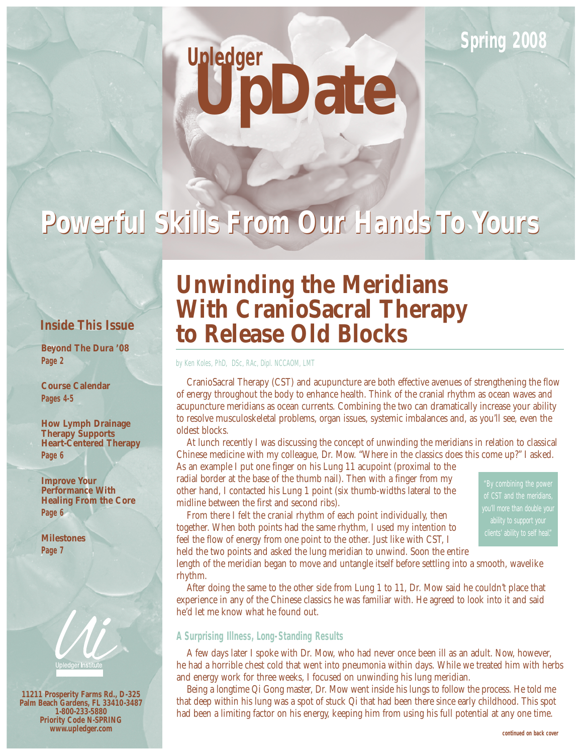# Upledger UpDate

Spring 2008

## Powerful Skills From Our Hands To Yours

**Inside This Issue**

**Beyond The Dura '08**
Page 2

**Course Calendar**
Pages 4-5

**How Lymph Drainage Therapy Supports Heart-Centered Therapy**
Page 6

**Improve Your Performance With Healing From the Core**
Page 6

**Milestones**
Page 7

Upledger Institute

11211 Prosperity Farms Rd., D-325
Palm Beach Gardens, FL 33410-3487
1-800-233-5880
Priority Code N-SPRING
www.upledger.com

# Unwinding the Meridians With CranioSacral Therapy to Release Old Blocks

*by Ken Koles, PhD, DSc, RAc, Dipl. NCCAOM, LMT*

CranioSacral Therapy (CST) and acupuncture are both effective avenues of strengthening the flow of energy throughout the body to enhance health. Think of the cranial rhythm as ocean waves and acupuncture meridians as ocean currents. Combining the two can dramatically increase your ability to resolve musculoskeletal problems, organ issues, systemic imbalances and, as you'll see, even the oldest blocks.

At lunch recently I was discussing the concept of unwinding the meridians in relation to classical Chinese medicine with my colleague, Dr. Mow. "Where in the classics does this come up?" I asked. As an example I put one finger on his Lung 11 acupoint (proximal to the radial border at the base of the thumb nail). Then with a finger from my other hand, I contacted his Lung 1 point (six thumb-widths lateral to the midline between the first and second ribs).

From there I felt the cranial rhythm of each point individually, then together. When both points had the same rhythm, I used my intention to feel the flow of energy from one point to the other. Just like with CST, I held the two points and asked the lung meridian to unwind. Soon the entire length of the meridian began to move and untangle itself before settling into a smooth, wavelike rhythm.

> "By combining the power of CST and the meridians, you'll more than double your ability to support your clients' ability to self heal."

After doing the same to the other side from Lung 1 to 11, Dr. Mow said he couldn't place that experience in any of the Chinese classics he was familiar with. He agreed to look into it and said he'd let me know what he found out.

### A Surprising Illness, Long-Standing Results

A few days later I spoke with Dr. Mow, who had never once been ill as an adult. Now, however, he had a horrible chest cold that went into pneumonia within days. While we treated him with herbs and energy work for three weeks, I focused on unwinding his lung meridian.

Being a longtime Qi Gong master, Dr. Mow went inside his lungs to follow the process. He told me that deep within his lung was a spot of stuck Qi that had been there since early childhood. This spot had been a limiting factor on his energy, keeping him from using his full potential at any one time.

*continued on back cover*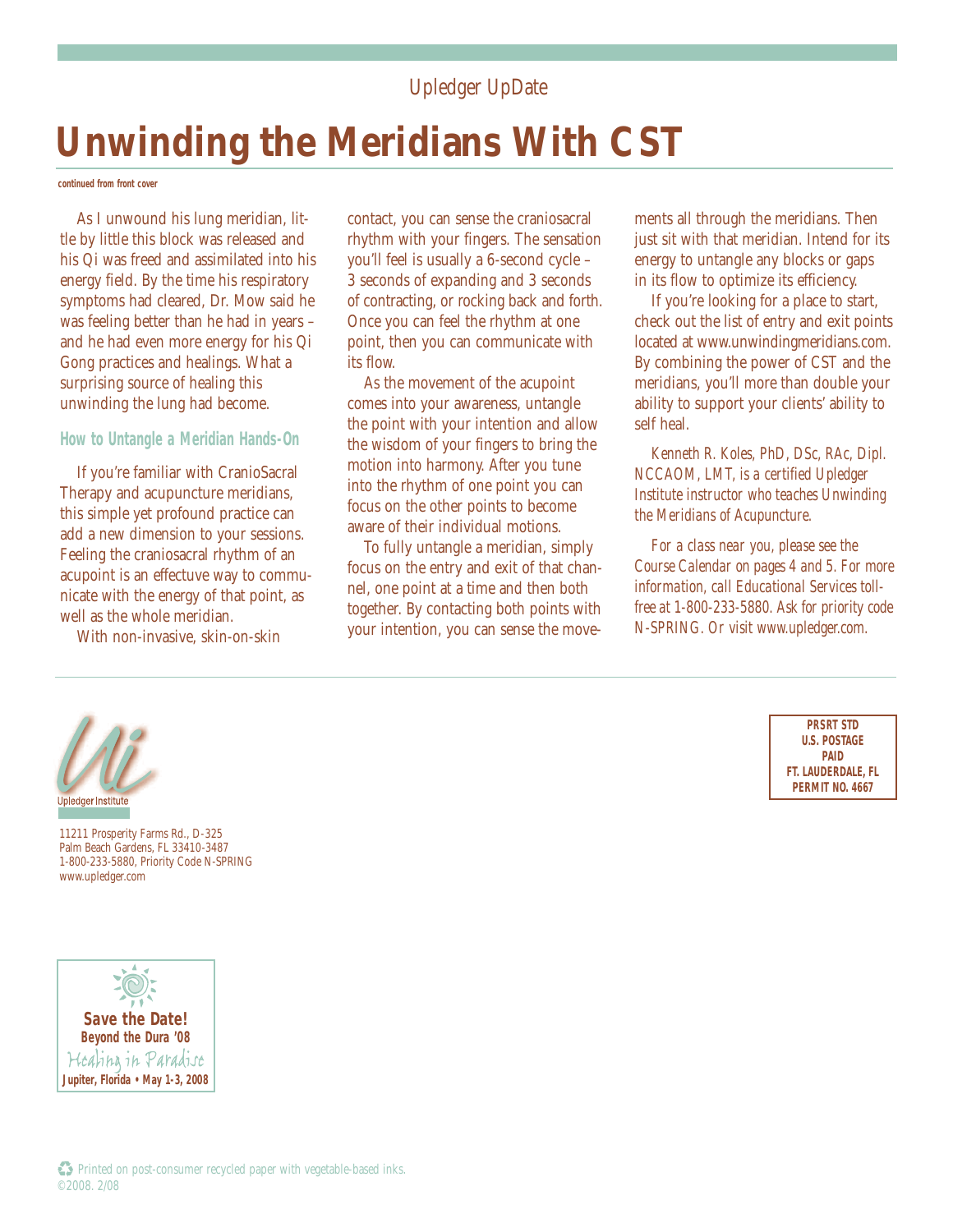Upledger UpDate

# Unwinding the Meridians With CST

**continued from front cover**

As I unwound his lung meridian, little by little this block was released and his Qi was freed and assimilated into his energy field. By the time his respiratory symptoms had cleared, Dr. Mow said he was feeling better than he had in years – and he had even more energy for his Qi Gong practices and healings. What a surprising source of healing this unwinding the lung had become.

### How to Untangle a Meridian Hands-On

If you're familiar with CranioSacral Therapy and acupuncture meridians, this simple yet profound practice can add a new dimension to your sessions. Feeling the craniosacral rhythm of an acupoint is an effectuve way to communicate with the energy of that point, as well as the whole meridian.

With non-invasive, skin-on-skin contact, you can sense the craniosacral rhythm with your fingers. The sensation you'll feel is usually a 6-second cycle – 3 seconds of expanding and 3 seconds of contracting, or rocking back and forth. Once you can feel the rhythm at one point, then you can communicate with its flow.

As the movement of the acupoint comes into your awareness, untangle the point with your intention and allow the wisdom of your fingers to bring the motion into harmony. After you tune into the rhythm of one point you can focus on the other points to become aware of their individual motions.

To fully untangle a meridian, simply focus on the entry and exit of that channel, one point at a time and then both together. By contacting both points with your intention, you can sense the movements all through the meridians. Then just sit with that meridian. Intend for its energy to untangle any blocks or gaps in its flow to optimize its efficiency.

If you're looking for a place to start, check out the list of entry and exit points located at www.unwindingmeridians.com. By combining the power of CST and the meridians, you'll more than double your ability to support your clients' ability to self heal.

*Kenneth R. Koles, PhD, DSc, RAc, Dipl. NCCAOM, LMT, is a certified Upledger Institute instructor who teaches Unwinding the Meridians of Acupuncture.*

*For a class near you, please see the Course Calendar on pages 4 and 5. For more information, call Educational Services toll-free at 1-800-233-5880. Ask for priority code N-SPRING. Or visit www.upledger.com.*

---

Upledger Institute

11211 Prosperity Farms Rd., D-325
Palm Beach Gardens, FL 33410-3487
1-800-233-5880, Priority Code N-SPRING
www.upledger.com

**PRSRT STD**
**U.S. POSTAGE**
**PAID**
**FT. LAUDERDALE, FL**
**PERMIT NO. 4667**

**Save the Date!**
**Beyond the Dura '08**
Healing in Paradise
**Jupiter, Florida • May 1-3, 2008**

Printed on post-consumer recycled paper with vegetable-based inks.
©2008. 2/08